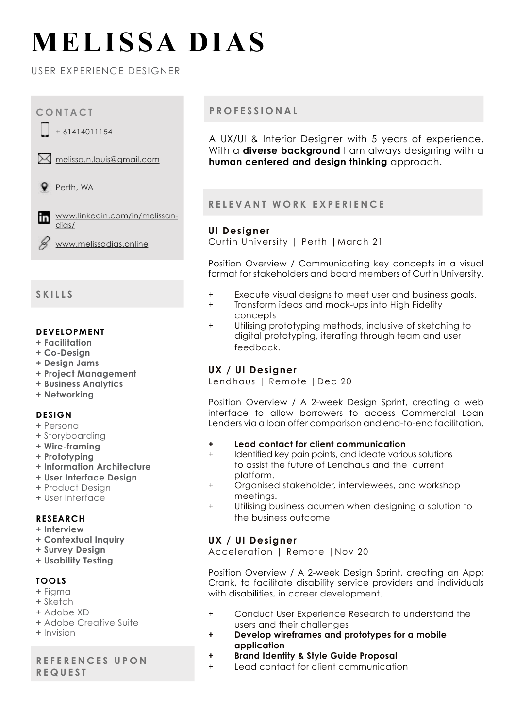# MELISSA DIAS

USER EXPERIENCE DESIGNER

## CONTACT

+ 61414011154

melissa.n.louis@gmail.com

Perth, WA

www.linkedin.com/in/melissan-dias/

www.melissadias.online

## SKILLS

**DEVELOPMENT**

- **Facilitation**
- **Co-Design**
- **Design Jams**
- **Project Management**
- **Business Analytics**
- **Networking**

**DESIGN**

- Persona
- Storyboarding
- **Wire-framing**
- **Prototyping**
- **Information Architecture**
- **User Interface Design**
- Product Design
- User Interface

**RESEARCH**

- **Interview**
- **Contextual Inquiry**
- **Survey Design**
- **Usability Testing**

**TOOLS**

- Figma
- Sketch
- Adobe XD
- Adobe Creative Suite
- Invision

## REFERENCES UPON REQUEST

## PROFESSIONAL

A UX/UI & Interior Designer with 5 years of experience. With a **diverse background** I am always designing with a **human centered and design thinking** approach.

## RELEVANT WORK EXPERIENCE

### UI Designer

Curtin University | Perth | March 21

Position Overview / Communicating key concepts in a visual format for stakeholders and board members of Curtin University.

- Execute visual designs to meet user and business goals.
- Transform ideas and mock-ups into High Fidelity concepts
- Utilising prototyping methods, inclusive of sketching to digital prototyping, iterating through team and user feedback.

### UX / UI Designer

Lendhaus | Remote | Dec 20

Position Overview / A 2-week Design Sprint, creating a web interface to allow borrowers to access Commercial Loan Lenders via a loan offer comparison and end-to-end facilitation.

- **Lead contact for client communication**
- Identified key pain points, and ideate various solutions to assist the future of Lendhaus and the current platform.
- Organised stakeholder, interviewees, and workshop meetings.
- Utilising business acumen when designing a solution to the business outcome

### UX / UI Designer

Acceleration | Remote | Nov 20

Position Overview / A 2-week Design Sprint, creating an App; Crank, to facilitate disability service providers and individuals with disabilities, in career development.

- Conduct User Experience Research to understand the users and their challenges
- **Develop wireframes and prototypes for a mobile application**
- **Brand Identity & Style Guide Proposal**
- Lead contact for client communication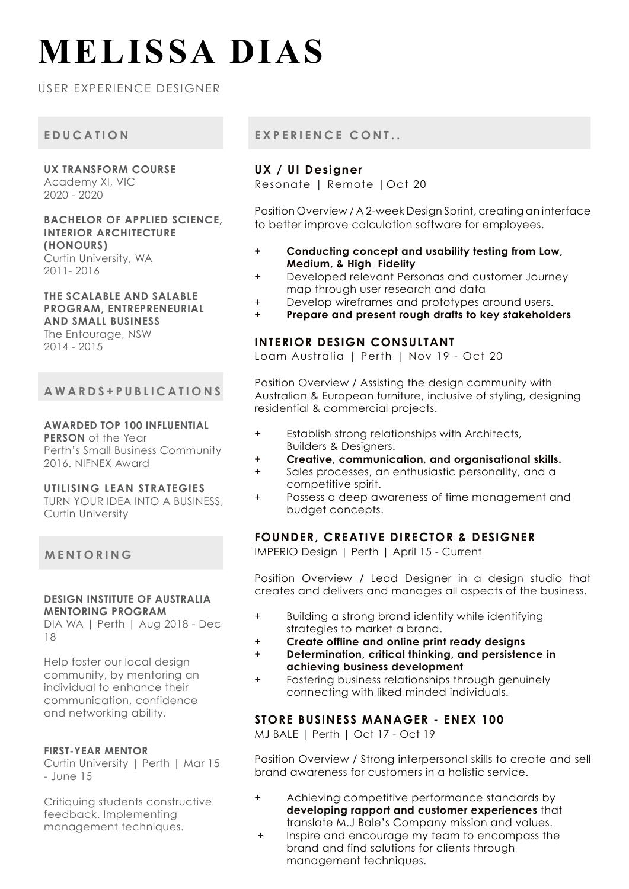# MELISSA DIAS

USER EXPERIENCE DESIGNER

## EDUCATION

**UX TRANSFORM COURSE**
Academy XI, VIC
2020 - 2020

**BACHELOR OF APPLIED SCIENCE, INTERIOR ARCHITECTURE (HONOURS)**
Curtin University, WA
2011- 2016

**THE SCALABLE AND SALABLE PROGRAM, ENTREPRENEURIAL AND SMALL BUSINESS**
The Entourage, NSW
2014 - 2015

## AWARDS+PUBLICATIONS

**AWARDED TOP 100 INFLUENTIAL PERSON** of the Year
Perth's Small Business Community
2016. NIFNEX Award

**UTILISING LEAN STRATEGIES**
TURN YOUR IDEA INTO A BUSINESS, Curtin University

## MENTORING

**DESIGN INSTITUTE OF AUSTRALIA MENTORING PROGRAM**
DIA WA | Perth | Aug 2018 - Dec 18

Help foster our local design community, by mentoring an individual to enhance their communication, confidence and networking ability.

**FIRST-YEAR MENTOR**
Curtin University | Perth | Mar 15 - June 15

Critiquing students constructive feedback. Implementing management techniques.

## EXPERIENCE CONT..

### UX / UI Designer
Resonate | Remote | Oct 20

Position Overview / A 2-week Design Sprint, creating an interface to better improve calculation software for employees.

+ **Conducting concept and usability testing from Low, Medium, & High Fidelity**
+ Developed relevant Personas and customer Journey map through user research and data
+ Develop wireframes and prototypes around users.
+ **Prepare and present rough drafts to key stakeholders**

### INTERIOR DESIGN CONSULTANT
Loam Australia | Perth | Nov 19 - Oct 20

Position Overview / Assisting the design community with Australian & European furniture, inclusive of styling, designing residential & commercial projects.

+ Establish strong relationships with Architects, Builders & Designers.
+ **Creative, communication, and organisational skills.**
+ Sales processes, an enthusiastic personality, and a competitive spirit.
+ Possess a deep awareness of time management and budget concepts.

### FOUNDER, CREATIVE DIRECTOR & DESIGNER
IMPERIO Design | Perth | April 15 - Current

Position Overview / Lead Designer in a design studio that creates and delivers and manages all aspects of the business.

+ Building a strong brand identity while identifying strategies to market a brand.
+ **Create offline and online print ready designs**
+ **Determination, critical thinking, and persistence in achieving business development**
+ Fostering business relationships through genuinely connecting with liked minded individuals.

### STORE BUSINESS MANAGER - ENEX 100
MJ BALE | Perth | Oct 17 - Oct 19

Position Overview / Strong interpersonal skills to create and sell brand awareness for customers in a holistic service.

+ Achieving competitive performance standards by **developing rapport and customer experiences** that translate M.J Bale's Company mission and values.
+ Inspire and encourage my team to encompass the brand and find solutions for clients through management techniques.